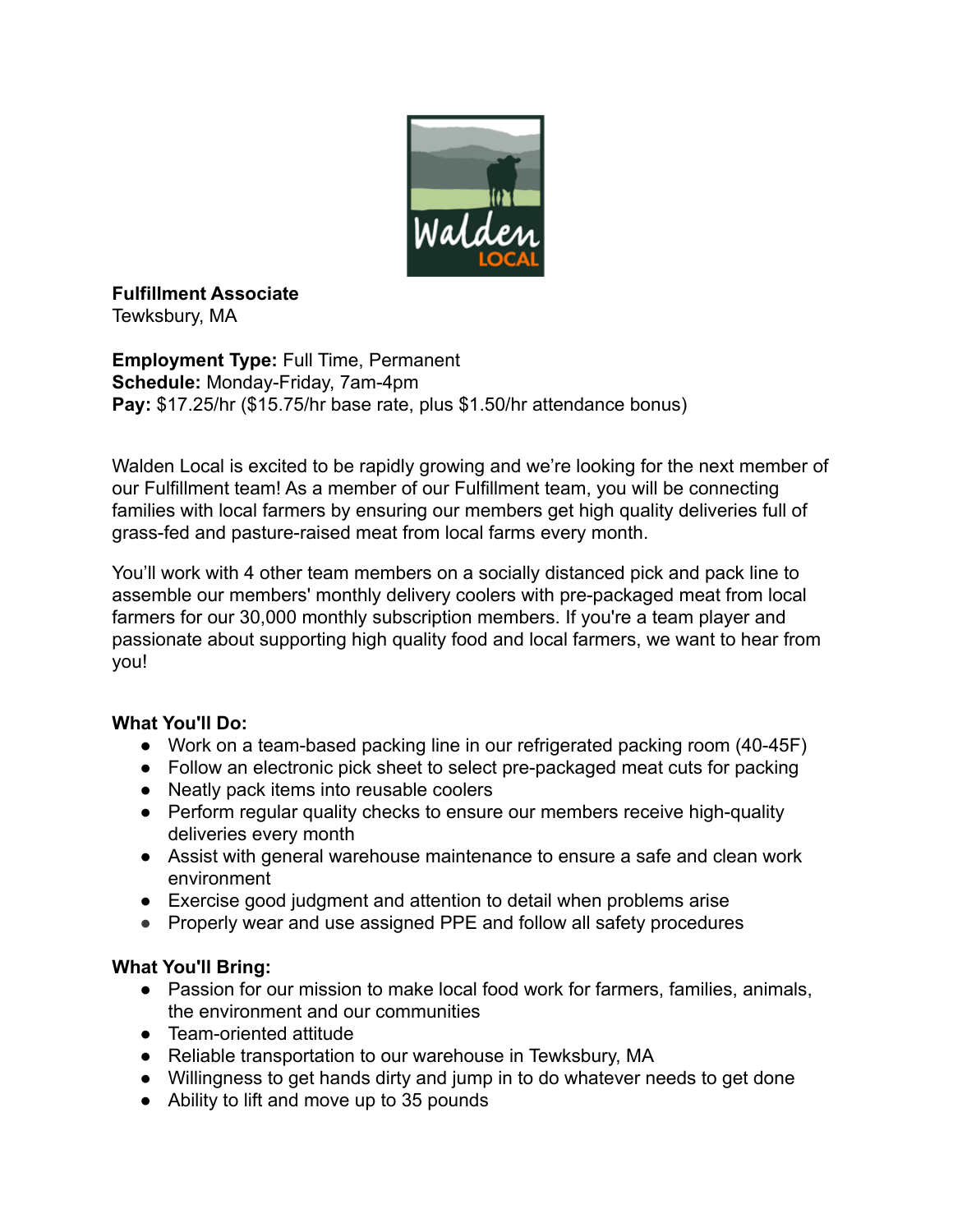**Fulfillment Associate**
Tewksbury, MA

**Employment Type:** Full Time, Permanent
**Schedule:** Monday-Friday, 7am-4pm
**Pay:** $17.25/hr ($15.75/hr base rate, plus $1.50/hr attendance bonus)

Walden Local is excited to be rapidly growing and we're looking for the next member of our Fulfillment team! As a member of our Fulfillment team, you will be connecting families with local farmers by ensuring our members get high quality deliveries full of grass-fed and pasture-raised meat from local farms every month.

You'll work with 4 other team members on a socially distanced pick and pack line to assemble our members' monthly delivery coolers with pre-packaged meat from local farmers for our 30,000 monthly subscription members. If you're a team player and passionate about supporting high quality food and local farmers, we want to hear from you!

**What You'll Do:**

- Work on a team-based packing line in our refrigerated packing room (40-45F)
- Follow an electronic pick sheet to select pre-packaged meat cuts for packing
- Neatly pack items into reusable coolers
- Perform regular quality checks to ensure our members receive high-quality deliveries every month
- Assist with general warehouse maintenance to ensure a safe and clean work environment
- Exercise good judgment and attention to detail when problems arise
- Properly wear and use assigned PPE and follow all safety procedures

**What You'll Bring:**

- Passion for our mission to make local food work for farmers, families, animals, the environment and our communities
- Team-oriented attitude
- Reliable transportation to our warehouse in Tewksbury, MA
- Willingness to get hands dirty and jump in to do whatever needs to get done
- Ability to lift and move up to 35 pounds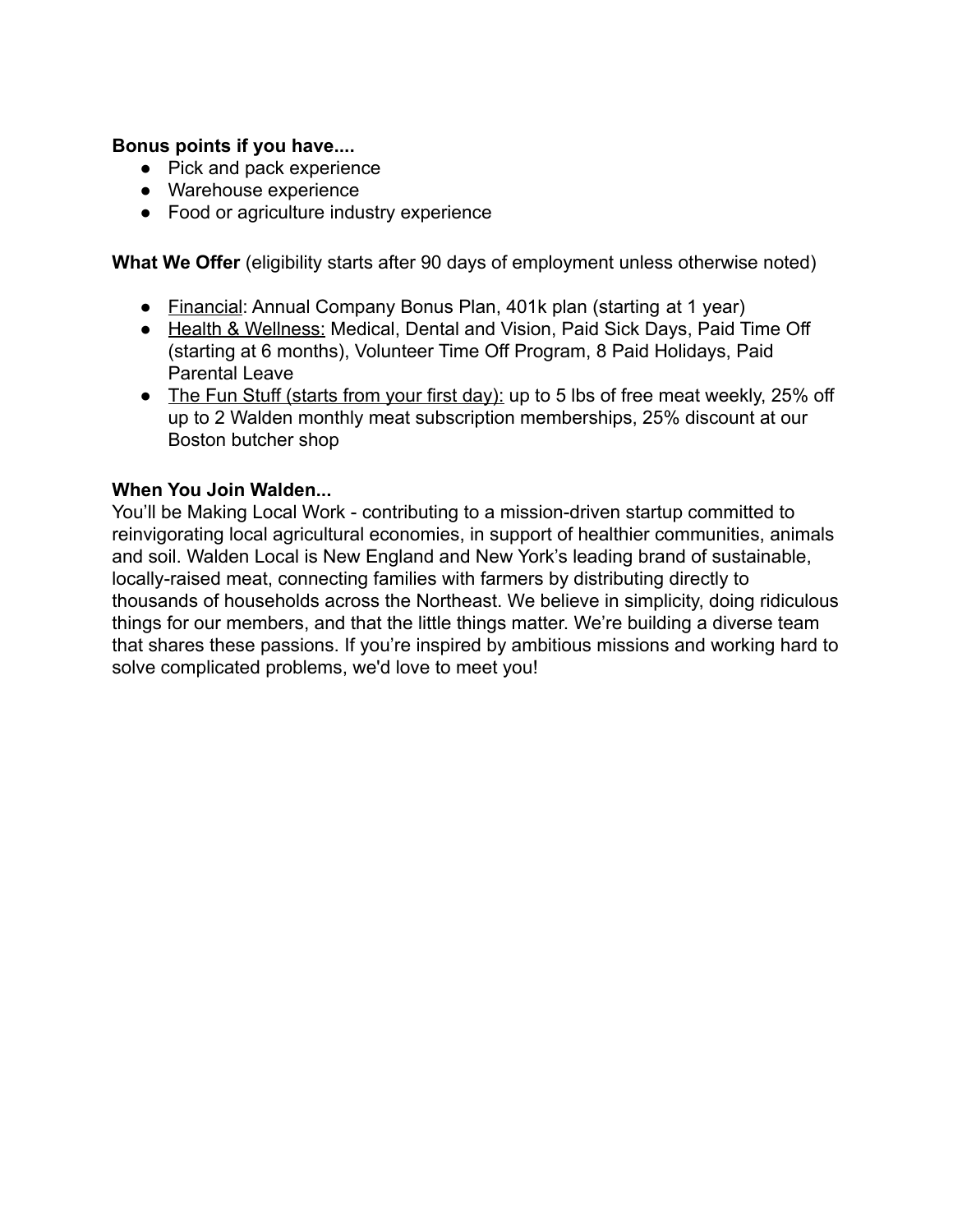**Bonus points if you have....**

- Pick and pack experience
- Warehouse experience
- Food or agriculture industry experience

**What We Offer** (eligibility starts after 90 days of employment unless otherwise noted)

- Financial: Annual Company Bonus Plan, 401k plan (starting at 1 year)
- Health & Wellness: Medical, Dental and Vision, Paid Sick Days, Paid Time Off (starting at 6 months), Volunteer Time Off Program, 8 Paid Holidays, Paid Parental Leave
- The Fun Stuff (starts from your first day): up to 5 lbs of free meat weekly, 25% off up to 2 Walden monthly meat subscription memberships, 25% discount at our Boston butcher shop

**When You Join Walden...**

You'll be Making Local Work - contributing to a mission-driven startup committed to reinvigorating local agricultural economies, in support of healthier communities, animals and soil. Walden Local is New England and New York's leading brand of sustainable, locally-raised meat, connecting families with farmers by distributing directly to thousands of households across the Northeast. We believe in simplicity, doing ridiculous things for our members, and that the little things matter. We're building a diverse team that shares these passions. If you're inspired by ambitious missions and working hard to solve complicated problems, we'd love to meet you!